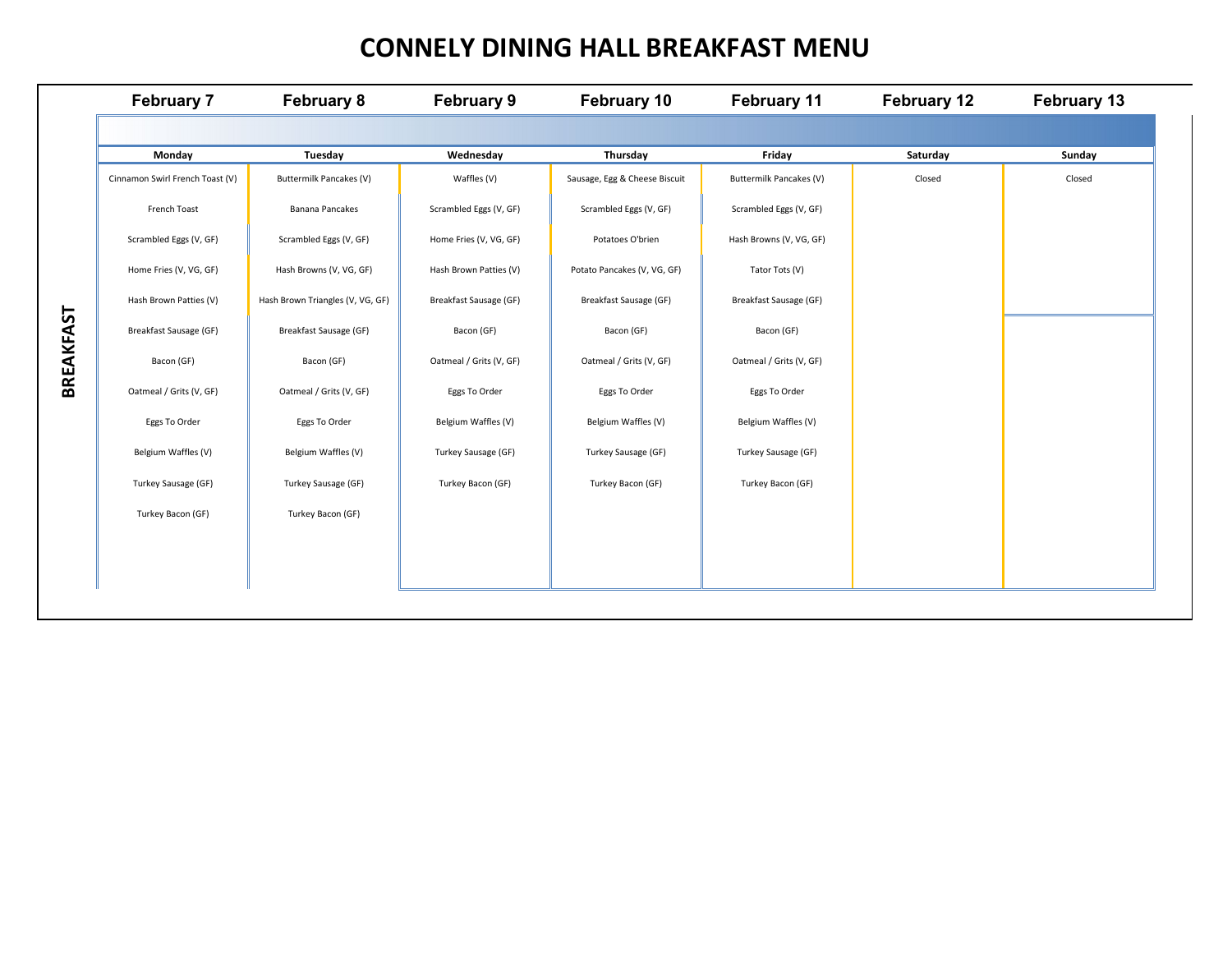# CONNELY DINING HALL BREAKFAST MENU

**BREAKFAST**

| February 7 | February 8 | February 9 | February 10 | February 11 | February 12 | February 13 |
|---|---|---|---|---|---|---|
| **Monday** | **Tuesday** | **Wednesday** | **Thursday** | **Friday** | **Saturday** | **Sunday** |
| Cinnamon Swirl French Toast (V) | Buttermilk Pancakes (V) | Waffles (V) | Sausage, Egg & Cheese Biscuit | Buttermilk Pancakes (V) | Closed | Closed |
| French Toast | Banana Pancakes | Scrambled Eggs (V, GF) | Scrambled Eggs (V, GF) | Scrambled Eggs (V, GF) | | |
| Scrambled Eggs (V, GF) | Scrambled Eggs (V, GF) | Home Fries (V, VG, GF) | Potatoes O'brien | Hash Browns (V, VG, GF) | | |
| Home Fries (V, VG, GF) | Hash Browns (V, VG, GF) | Hash Brown Patties (V) | Potato Pancakes (V, VG, GF) | Tator Tots (V) | | |
| Hash Brown Patties (V) | Hash Brown Triangles (V, VG, GF) | Breakfast Sausage (GF) | Breakfast Sausage (GF) | Breakfast Sausage (GF) | | |
| Breakfast Sausage (GF) | Breakfast Sausage (GF) | Bacon (GF) | Bacon (GF) | Bacon (GF) | | |
| Bacon (GF) | Bacon (GF) | Oatmeal / Grits (V, GF) | Oatmeal / Grits (V, GF) | Oatmeal / Grits (V, GF) | | |
| Oatmeal / Grits (V, GF) | Oatmeal / Grits (V, GF) | Eggs To Order | Eggs To Order | Eggs To Order | | |
| Eggs To Order | Eggs To Order | Belgium Waffles (V) | Belgium Waffles (V) | Belgium Waffles (V) | | |
| Belgium Waffles (V) | Belgium Waffles (V) | Turkey Sausage (GF) | Turkey Sausage (GF) | Turkey Sausage (GF) | | |
| Turkey Sausage (GF) | Turkey Sausage (GF) | Turkey Bacon (GF) | Turkey Bacon (GF) | Turkey Bacon (GF) | | |
| Turkey Bacon (GF) | Turkey Bacon (GF) | | | | | |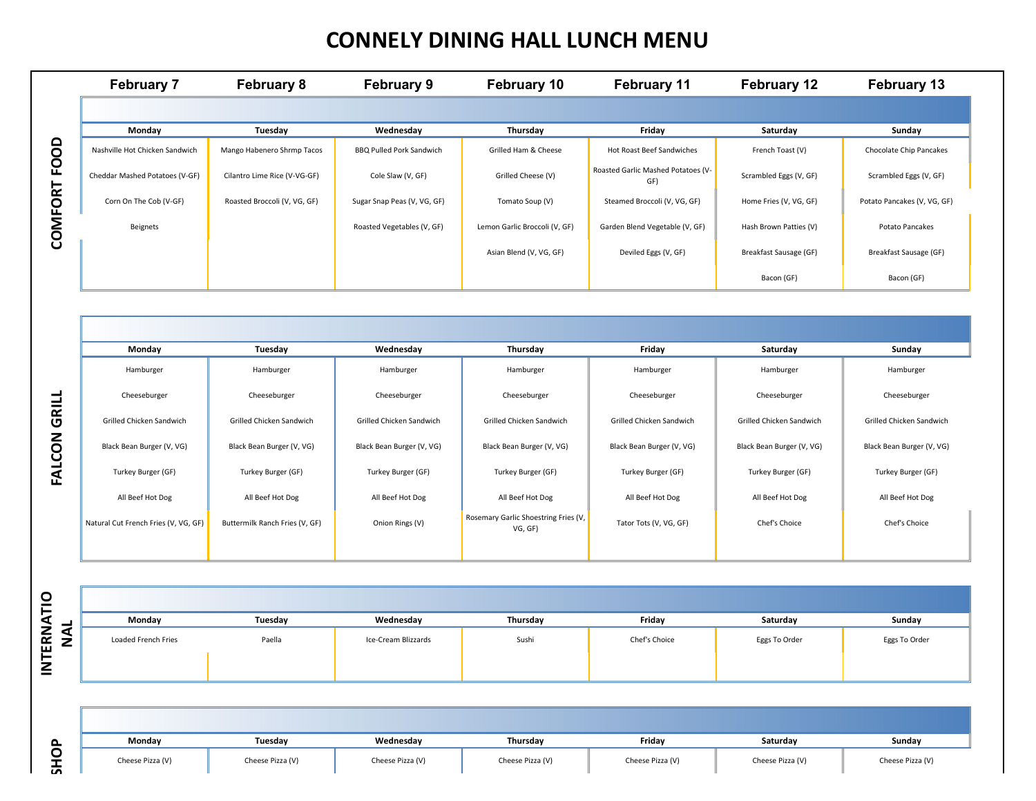# CONNELY DINING HALL LUNCH MENU

## COMFORT FOOD

| February 7 | February 8 | February 9 | February 10 | February 11 | February 12 | February 13 |
|---|---|---|---|---|---|---|
| Monday | Tuesday | Wednesday | Thursday | Friday | Saturday | Sunday |
| Nashville Hot Chicken Sandwich | Mango Habenero Shrmp Tacos | BBQ Pulled Pork Sandwich | Grilled Ham & Cheese | Hot Roast Beef Sandwiches | French Toast (V) | Chocolate Chip Pancakes |
| Cheddar Mashed Potatoes (V-GF) | Cilantro Lime Rice (V-VG-GF) | Cole Slaw (V, GF) | Grilled Cheese (V) | Roasted Garlic Mashed Potatoes (V-GF) | Scrambled Eggs (V, GF) | Scrambled Eggs (V, GF) |
| Corn On The Cob (V-GF) | Roasted Broccoli (V, VG, GF) | Sugar Snap Peas (V, VG, GF) | Tomato Soup (V) | Steamed Broccoli (V, VG, GF) | Home Fries (V, VG, GF) | Potato Pancakes (V, VG, GF) |
| Beignets | | Roasted Vegetables (V, GF) | Lemon Garlic Broccoli (V, GF) | Garden Blend Vegetable (V, GF) | Hash Brown Patties (V) | Potato Pancakes |
| | | | Asian Blend (V, VG, GF) | Deviled Eggs (V, GF) | Breakfast Sausage (GF) | Breakfast Sausage (GF) |
| | | | | | Bacon (GF) | Bacon (GF) |

## FALCON GRILL

| Monday | Tuesday | Wednesday | Thursday | Friday | Saturday | Sunday |
|---|---|---|---|---|---|---|
| Hamburger | Hamburger | Hamburger | Hamburger | Hamburger | Hamburger | Hamburger |
| Cheeseburger | Cheeseburger | Cheeseburger | Cheeseburger | Cheeseburger | Cheeseburger | Cheeseburger |
| Grilled Chicken Sandwich | Grilled Chicken Sandwich | Grilled Chicken Sandwich | Grilled Chicken Sandwich | Grilled Chicken Sandwich | Grilled Chicken Sandwich | Grilled Chicken Sandwich |
| Black Bean Burger (V, VG) | Black Bean Burger (V, VG) | Black Bean Burger (V, VG) | Black Bean Burger (V, VG) | Black Bean Burger (V, VG) | Black Bean Burger (V, VG) | Black Bean Burger (V, VG) |
| Turkey Burger (GF) | Turkey Burger (GF) | Turkey Burger (GF) | Turkey Burger (GF) | Turkey Burger (GF) | Turkey Burger (GF) | Turkey Burger (GF) |
| All Beef Hot Dog | All Beef Hot Dog | All Beef Hot Dog | All Beef Hot Dog | All Beef Hot Dog | All Beef Hot Dog | All Beef Hot Dog |
| Natural Cut French Fries (V, VG, GF) | Buttermilk Ranch Fries (V, GF) | Onion Rings (V) | Rosemary Garlic Shoestring Fries (V, VG, GF) | Tator Tots (V, VG, GF) | Chef's Choice | Chef's Choice |

## INTERNATIONAL

| Monday | Tuesday | Wednesday | Thursday | Friday | Saturday | Sunday |
|---|---|---|---|---|---|---|
| Loaded French Fries | Paella | Ice-Cream Blizzards | Sushi | Chef's Choice | Eggs To Order | Eggs To Order |

## SHOP

| Monday | Tuesday | Wednesday | Thursday | Friday | Saturday | Sunday |
|---|---|---|---|---|---|---|
| Cheese Pizza (V) | Cheese Pizza (V) | Cheese Pizza (V) | Cheese Pizza (V) | Cheese Pizza (V) | Cheese Pizza (V) | Cheese Pizza (V) |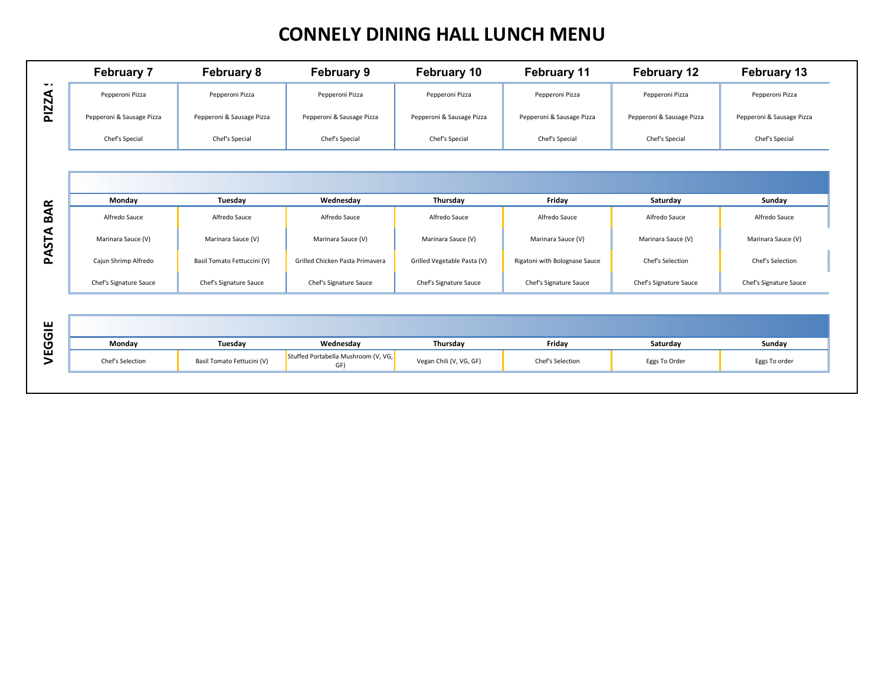# CONNELY DINING HALL LUNCH MENU

## PIZZA

| February 7 | February 8 | February 9 | February 10 | February 11 | February 12 | February 13 |
|---|---|---|---|---|---|---|
| Pepperoni Pizza | Pepperoni Pizza | Pepperoni Pizza | Pepperoni Pizza | Pepperoni Pizza | Pepperoni Pizza | Pepperoni Pizza |
| Pepperoni & Sausage Pizza | Pepperoni & Sausage Pizza | Pepperoni & Sausage Pizza | Pepperoni & Sausage Pizza | Pepperoni & Sausage Pizza | Pepperoni & Sausage Pizza | Pepperoni & Sausage Pizza |
| Chef's Special | Chef's Special | Chef's Special | Chef's Special | Chef's Special | Chef's Special | Chef's Special |

## PASTA BAR

| Monday | Tuesday | Wednesday | Thursday | Friday | Saturday | Sunday |
|---|---|---|---|---|---|---|
| Alfredo Sauce | Alfredo Sauce | Alfredo Sauce | Alfredo Sauce | Alfredo Sauce | Alfredo Sauce | Alfredo Sauce |
| Marinara Sauce (V) | Marinara Sauce (V) | Marinara Sauce (V) | Marinara Sauce (V) | Marinara Sauce (V) | Marinara Sauce (V) | Marinara Sauce (V) |
| Cajun Shrimp Alfredo | Basil Tomato Fettuccini (V) | Grilled Chicken Pasta Primavera | Grilled Vegetable Pasta (V) | Rigatoni with Bolognase Sauce | Chef's Selection | Chef's Selection |
| Chef's Signature Sauce | Chef's Signature Sauce | Chef's Signature Sauce | Chef's Signature Sauce | Chef's Signature Sauce | Chef's Signature Sauce | Chef's Signature Sauce |

## VEGGIE

| Monday | Tuesday | Wednesday | Thursday | Friday | Saturday | Sunday |
|---|---|---|---|---|---|---|
| Chef's Selection | Basil Tomato Fettucini (V) | Stuffed Portabella Mushroom (V, VG, GF) | Vegan Chili (V, VG, GF) | Chef's Selection | Eggs To Order | Eggs To order |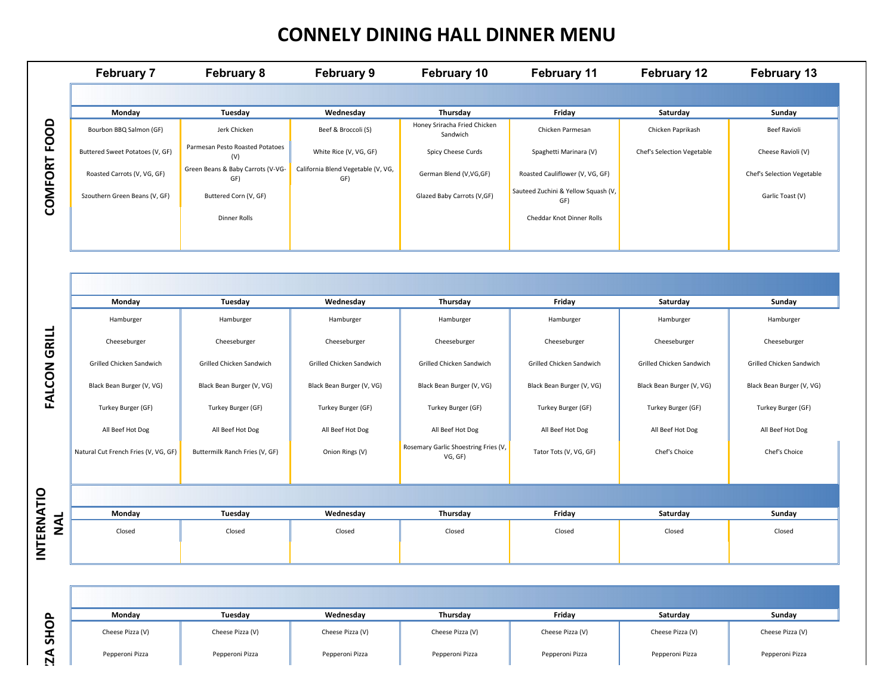# CONNELY DINING HALL DINNER MENU

| | February 7 | February 8 | February 9 | February 10 | February 11 | February 12 | February 13 |
|---|---|---|---|---|---|---|---|
| | Monday | Tuesday | Wednesday | Thursday | Friday | Saturday | Sunday |

## COMFORT FOOD

| Monday | Tuesday | Wednesday | Thursday | Friday | Saturday | Sunday |
|---|---|---|---|---|---|---|
| Bourbon BBQ Salmon (GF) | Jerk Chicken | Beef & Broccoli (S) | Honey Sriracha Fried Chicken Sandwich | Chicken Parmesan | Chicken Paprikash | Beef Ravioli |
| Buttered Sweet Potatoes (V, GF) | Parmesan Pesto Roasted Potatoes (V) | White Rice (V, VG, GF) | Spicy Cheese Curds | Spaghetti Marinara (V) | Chef's Selection Vegetable | Cheese Ravioli (V) |
| Roasted Carrots (V, VG, GF) | Green Beans & Baby Carrots (V-VG-GF) | California Blend Vegetable (V, VG, GF) | German Blend (V,VG,GF) | Roasted Cauliflower (V, VG, GF) | | Chef's Selection Vegetable |
| Szouthern Green Beans (V, GF) | Buttered Corn (V, GF) | | Glazed Baby Carrots (V,GF) | Sauteed Zuchini & Yellow Squash (V, GF) | | Garlic Toast (V) |
| | Dinner Rolls | | | Cheddar Knot Dinner Rolls | | |

## FALCON GRILL

| Monday | Tuesday | Wednesday | Thursday | Friday | Saturday | Sunday |
|---|---|---|---|---|---|---|
| Hamburger | Hamburger | Hamburger | Hamburger | Hamburger | Hamburger | Hamburger |
| Cheeseburger | Cheeseburger | Cheeseburger | Cheeseburger | Cheeseburger | Cheeseburger | Cheeseburger |
| Grilled Chicken Sandwich | Grilled Chicken Sandwich | Grilled Chicken Sandwich | Grilled Chicken Sandwich | Grilled Chicken Sandwich | Grilled Chicken Sandwich | Grilled Chicken Sandwich |
| Black Bean Burger (V, VG) | Black Bean Burger (V, VG) | Black Bean Burger (V, VG) | Black Bean Burger (V, VG) | Black Bean Burger (V, VG) | Black Bean Burger (V, VG) | Black Bean Burger (V, VG) |
| Turkey Burger (GF) | Turkey Burger (GF) | Turkey Burger (GF) | Turkey Burger (GF) | Turkey Burger (GF) | Turkey Burger (GF) | Turkey Burger (GF) |
| All Beef Hot Dog | All Beef Hot Dog | All Beef Hot Dog | All Beef Hot Dog | All Beef Hot Dog | All Beef Hot Dog | All Beef Hot Dog |
| Natural Cut French Fries (V, VG, GF) | Buttermilk Ranch Fries (V, GF) | Onion Rings (V) | Rosemary Garlic Shoestring Fries (V, VG, GF) | Tator Tots (V, VG, GF) | Chef's Choice | Chef's Choice |

## INTERNATIONAL

| Monday | Tuesday | Wednesday | Thursday | Friday | Saturday | Sunday |
|---|---|---|---|---|---|---|
| Closed | Closed | Closed | Closed | Closed | Closed | Closed |

## PIZZA SHOP

| Monday | Tuesday | Wednesday | Thursday | Friday | Saturday | Sunday |
|---|---|---|---|---|---|---|
| Cheese Pizza (V) | Cheese Pizza (V) | Cheese Pizza (V) | Cheese Pizza (V) | Cheese Pizza (V) | Cheese Pizza (V) | Cheese Pizza (V) |
| Pepperoni Pizza | Pepperoni Pizza | Pepperoni Pizza | Pepperoni Pizza | Pepperoni Pizza | Pepperoni Pizza | Pepperoni Pizza |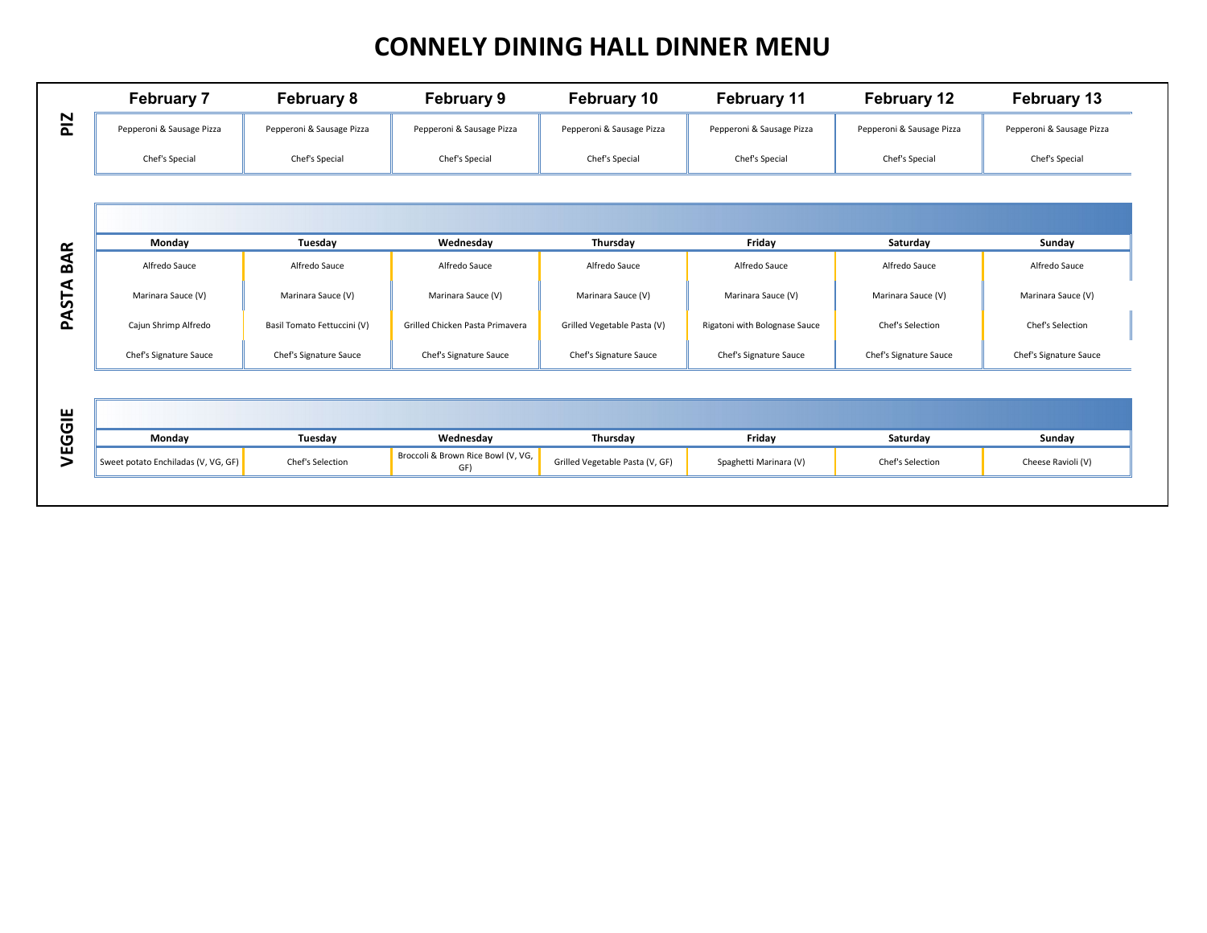# CONNELY DINING HALL DINNER MENU

## PIZ

| | February 7 | February 8 | February 9 | February 10 | February 11 | February 12 | February 13 |
|---|---|---|---|---|---|---|---|
| | Pepperoni & Sausage Pizza | Pepperoni & Sausage Pizza | Pepperoni & Sausage Pizza | Pepperoni & Sausage Pizza | Pepperoni & Sausage Pizza | Pepperoni & Sausage Pizza | Pepperoni & Sausage Pizza |
| | Chef's Special | Chef's Special | Chef's Special | Chef's Special | Chef's Special | Chef's Special | Chef's Special |

## PASTA BAR

| Monday | Tuesday | Wednesday | Thursday | Friday | Saturday | Sunday |
|---|---|---|---|---|---|---|
| Alfredo Sauce | Alfredo Sauce | Alfredo Sauce | Alfredo Sauce | Alfredo Sauce | Alfredo Sauce | Alfredo Sauce |
| Marinara Sauce (V) | Marinara Sauce (V) | Marinara Sauce (V) | Marinara Sauce (V) | Marinara Sauce (V) | Marinara Sauce (V) | Marinara Sauce (V) |
| Cajun Shrimp Alfredo | Basil Tomato Fettuccini (V) | Grilled Chicken Pasta Primavera | Grilled Vegetable Pasta (V) | Rigatoni with Bolognase Sauce | Chef's Selection | Chef's Selection |
| Chef's Signature Sauce | Chef's Signature Sauce | Chef's Signature Sauce | Chef's Signature Sauce | Chef's Signature Sauce | Chef's Signature Sauce | Chef's Signature Sauce |

## VEGGIE

| Monday | Tuesday | Wednesday | Thursday | Friday | Saturday | Sunday |
|---|---|---|---|---|---|---|
| Sweet potato Enchiladas (V, VG, GF) | Chef's Selection | Broccoli & Brown Rice Bowl (V, VG, GF) | Grilled Vegetable Pasta (V, GF) | Spaghetti Marinara (V) | Chef's Selection | Cheese Ravioli (V) |